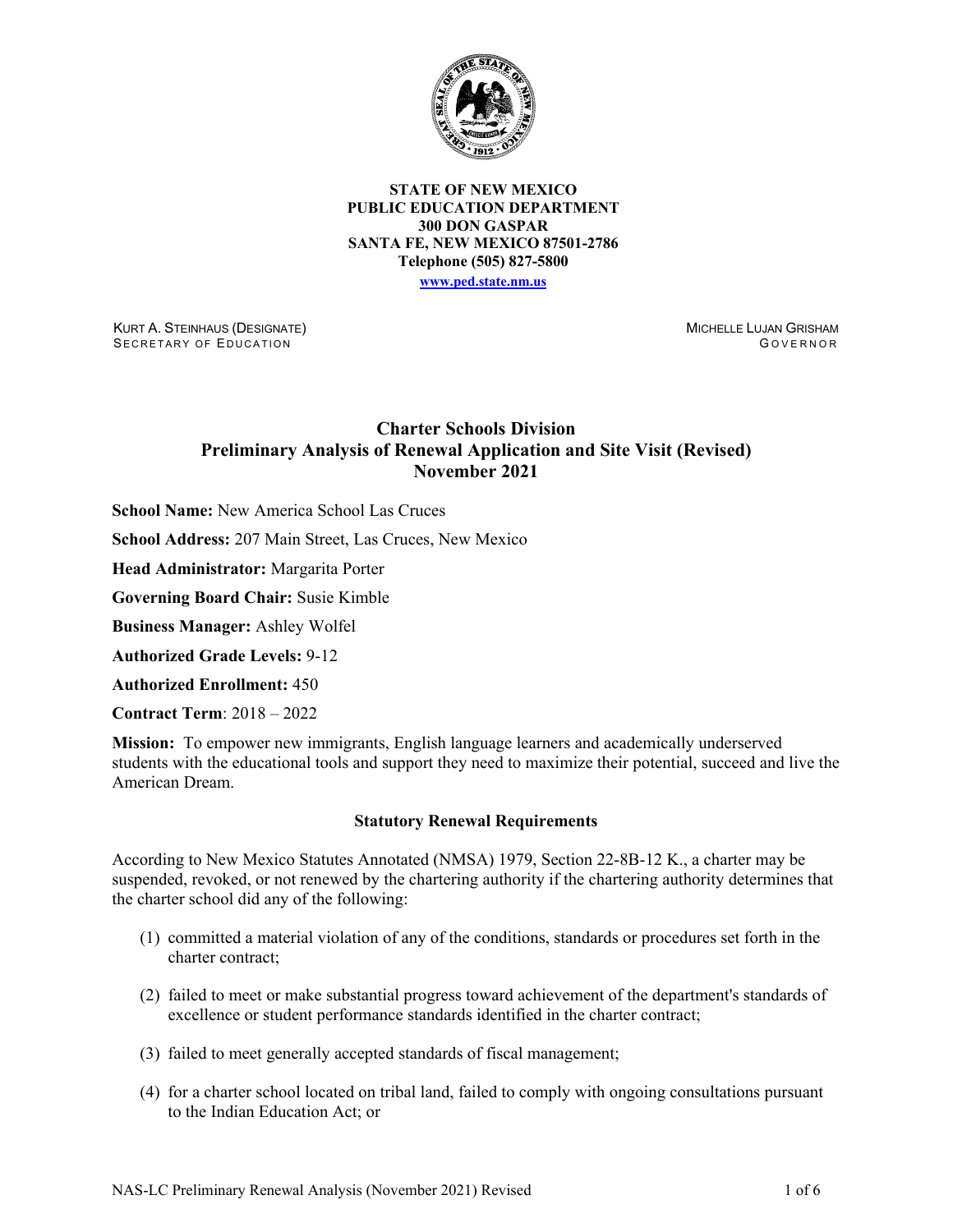**STATE OF NEW MEXICO**
**PUBLIC EDUCATION DEPARTMENT**
**300 DON GASPAR**
**SANTA FE, NEW MEXICO 87501-2786**
**Telephone (505) 827-5800**
**www.ped.state.nm.us**

KURT A. STEINHAUS (DESIGNATE)
SECRETARY OF EDUCATION

MICHELLE LUJAN GRISHAM
GOVERNOR

# Charter Schools Division
# Preliminary Analysis of Renewal Application and Site Visit (Revised)
# November 2021

**School Name:** New America School Las Cruces

**School Address:** 207 Main Street, Las Cruces, New Mexico

**Head Administrator:** Margarita Porter

**Governing Board Chair:** Susie Kimble

**Business Manager:** Ashley Wolfel

**Authorized Grade Levels:** 9-12

**Authorized Enrollment:** 450

**Contract Term**: 2018 – 2022

**Mission:** To empower new immigrants, English language learners and academically underserved students with the educational tools and support they need to maximize their potential, succeed and live the American Dream.

## Statutory Renewal Requirements

According to New Mexico Statutes Annotated (NMSA) 1979, Section 22-8B-12 K., a charter may be suspended, revoked, or not renewed by the chartering authority if the chartering authority determines that the charter school did any of the following:

(1) committed a material violation of any of the conditions, standards or procedures set forth in the charter contract;

(2) failed to meet or make substantial progress toward achievement of the department's standards of excellence or student performance standards identified in the charter contract;

(3) failed to meet generally accepted standards of fiscal management;

(4) for a charter school located on tribal land, failed to comply with ongoing consultations pursuant to the Indian Education Act; or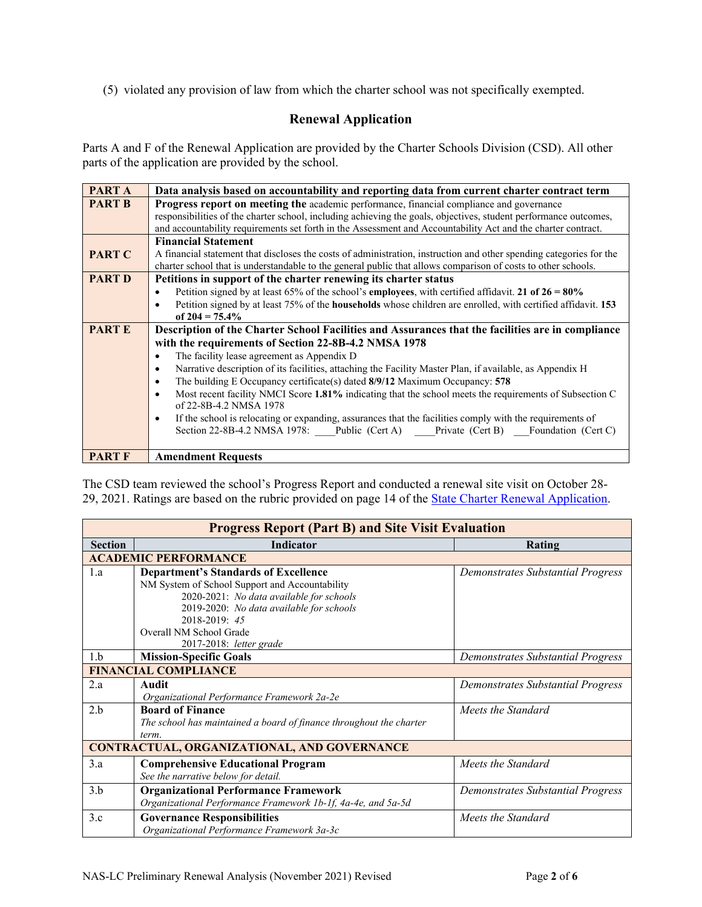(5) violated any provision of law from which the charter school was not specifically exempted.

## Renewal Application

Parts A and F of the Renewal Application are provided by the Charter Schools Division (CSD). All other parts of the application are provided by the school.

| | |
|---|---|
| **PART A** | **Data analysis based on accountability and reporting data from current charter contract term** |
| **PART B** | **Progress report on meeting the** academic performance, financial compliance and governance responsibilities of the charter school, including achieving the goals, objectives, student performance outcomes, and accountability requirements set forth in the Assessment and Accountability Act and the charter contract. |
| **PART C** | **Financial Statement**<br>A financial statement that discloses the costs of administration, instruction and other spending categories for the charter school that is understandable to the general public that allows comparison of costs to other schools. |
| **PART D** | **Petitions in support of the charter renewing its charter status**<br>• Petition signed by at least 65% of the school's **employees**, with certified affidavit. **21 of 26 = 80%**<br>• Petition signed by at least 75% of the **households** whose children are enrolled, with certified affidavit. **153 of 204 = 75.4%** |
| **PART E** | **Description of the Charter School Facilities and Assurances that the facilities are in compliance with the requirements of Section 22-8B-4.2 NMSA 1978**<br>• The facility lease agreement as Appendix D<br>• Narrative description of its facilities, attaching the Facility Master Plan, if available, as Appendix H<br>• The building E Occupancy certificate(s) dated **8/9/12** Maximum Occupancy: **578**<br>• Most recent facility NMCI Score **1.81%** indicating that the school meets the requirements of Subsection C of 22-8B-4.2 NMSA 1978<br>• If the school is relocating or expanding, assurances that the facilities comply with the requirements of Section 22-8B-4.2 NMSA 1978: ____Public (Cert A) ____Private (Cert B) ___Foundation (Cert C) |
| **PART F** | **Amendment Requests** |

The CSD team reviewed the school's Progress Report and conducted a renewal site visit on October 28-29, 2021. Ratings are based on the rubric provided on page 14 of the State Charter Renewal Application.

| **Progress Report (Part B) and Site Visit Evaluation** | | |
|---|---|---|
| **Section** | **Indicator** | **Rating** |
| **ACADEMIC PERFORMANCE** | | |
| 1.a | **Department's Standards of Excellence**<br>NM System of School Support and Accountability<br>2020-2021: *No data available for schools*<br>2019-2020: *No data available for schools*<br>2018-2019: *45*<br>Overall NM School Grade<br>2017-2018: *letter grade* | *Demonstrates Substantial Progress* |
| 1.b | **Mission-Specific Goals** | *Demonstrates Substantial Progress* |
| **FINANCIAL COMPLIANCE** | | |
| 2.a | **Audit**<br>*Organizational Performance Framework 2a-2e* | *Demonstrates Substantial Progress* |
| 2.b | **Board of Finance**<br>*The school has maintained a board of finance throughout the charter term.* | *Meets the Standard* |
| **CONTRACTUAL, ORGANIZATIONAL, AND GOVERNANCE** | | |
| 3.a | **Comprehensive Educational Program**<br>*See the narrative below for detail.* | *Meets the Standard* |
| 3.b | **Organizational Performance Framework**<br>*Organizational Performance Framework 1b-1f, 4a-4e, and 5a-5d* | *Demonstrates Substantial Progress* |
| 3.c | **Governance Responsibilities**<br>*Organizational Performance Framework 3a-3c* | *Meets the Standard* |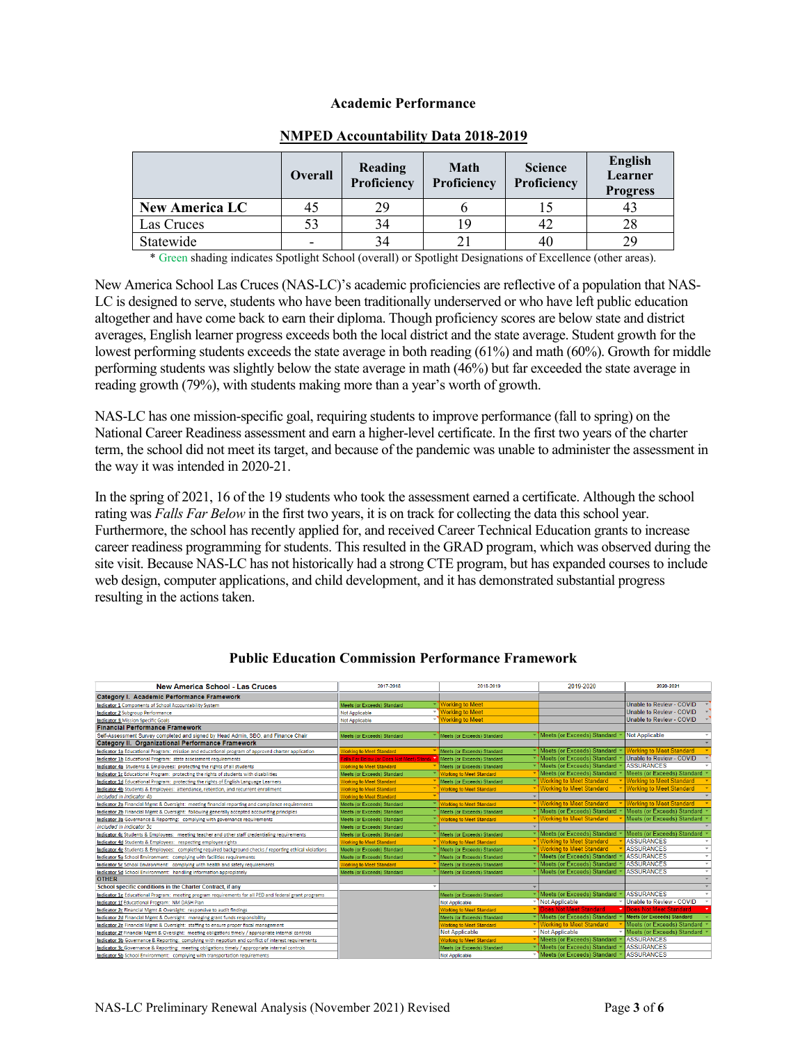### Academic Performance

**NMPED Accountability Data 2018-2019**

| | Overall | Reading Proficiency | Math Proficiency | Science Proficiency | English Learner Progress |
|---|---|---|---|---|---|
| **New America LC** | 45 | 29 | 6 | 15 | 43 |
| Las Cruces | 53 | 34 | 19 | 42 | 28 |
| Statewide | - | 34 | 21 | 40 | 29 |

\* Green shading indicates Spotlight School (overall) or Spotlight Designations of Excellence (other areas).

New America School Las Cruces (NAS-LC)'s academic proficiencies are reflective of a population that NAS-LC is designed to serve, students who have been traditionally underserved or who have left public education altogether and have come back to earn their diploma. Though proficiency scores are below state and district averages, English learner progress exceeds both the local district and the state average. Student growth for the lowest performing students exceeds the state average in both reading (61%) and math (60%). Growth for middle performing students was slightly below the state average in math (46%) but far exceeded the state average in reading growth (79%), with students making more than a year's worth of growth.

NAS-LC has one mission-specific goal, requiring students to improve performance (fall to spring) on the National Career Readiness assessment and earn a higher-level certificate. In the first two years of the charter term, the school did not meet its target, and because of the pandemic was unable to administer the assessment in the way it was intended in 2020-21.

In the spring of 2021, 16 of the 19 students who took the assessment earned a certificate. Although the school rating was *Falls Far Below* in the first two years, it is on track for collecting the data this school year. Furthermore, the school has recently applied for, and received Career Technical Education grants to increase career readiness programming for students. This resulted in the GRAD program, which was observed during the site visit. Because NAS-LC has not historically had a strong CTE program, but has expanded courses to include web design, computer applications, and child development, and it has demonstrated substantial progress resulting in the actions taken.

### Public Education Commission Performance Framework

| New America School - Las Cruces | 2017-2018 | 2018-2019 | 2019-2020 | 2020-2021 |
|---|---|---|---|---|
| **Category I. Academic Performance Framework** | | | | |
| Indicator 1 Components of School Accountability System | Meets (or Exceeds) Standard | Working to Meet | | Unable to Review - COVID |
| Indicator 2 Subgroup Performance | Not Applicable | Working to Meet | | Unable to Review - COVID |
| Indicator 3 Mission Specific Goals | Not Applicable | Working to Meet | | Unable to Review - COVID |
| **Financial Performance Framework** | | | | |
| Self-Assessment Survey completed and signed by Head Admin, SBO, and Finance Chair | Meets (or Exceeds) Standard | Meets (or Exceeds) Standard | Meets (or Exceeds) Standard | Not Applicable |
| **Category II. Organizational Performance Framework** | | | | |
| Indicator 1a Educational Program: mission and educational program of approved charter application | Working to Meet Standard | Meets (or Exceeds) Standard | Meets (or Exceeds) Standard | Working to Meet Standard |
| Indicator 1b Educational Program: state assessment requirements | Falls Far Below (or Does Not Meet) Standard | Meets (or Exceeds) Standard | Meets (or Exceeds) Standard | Unable to Review - COVID |
| Indicator 4a Students & Employees: protecting the rights of all students | Working to Meet Standard | Meets (or Exceeds) Standard | Meets (or Exceeds) Standard | ASSURANCES |
| Indicator 1c Educational Program: protecting the rights of students with disabilities | Meets (or Exceeds) Standard | Working to Meet Standard | Meets (or Exceeds) Standard | Meets (or Exceeds) Standard |
| Indicator 1d Educational Program: protecting the rights of English Language Learners | Working to Meet Standard | Meets (or Exceeds) Standard | Working to Meet Standard | Working to Meet Standard |
| Indicator 4b Students & Employees: attendance, retention, and recurrent enrollment | Working to Meet Standard | Working to Meet Standard | Working to Meet Standard | Working to Meet Standard |
| *Included in Indicator 4b* | Working to Meet Standard | | | |
| Indicator 2a Financial Mgmt & Oversight: meeting financial reporting and compliance requirements | Meets (or Exceeds) Standard | Working to Meet Standard | Working to Meet Standard | Working to Meet Standard |
| Indicator 2b Financial Mgmt & Oversight: following generally accepted accounting principles | Meets (or Exceeds) Standard | Meets (or Exceeds) Standard | Meets (or Exceeds) Standard | Meets (or Exceeds) Standard |
| Indicator 3a Governance & Reporting: complying with governance requirements | Meets (or Exceeds) Standard | Working to Meet Standard | Working to Meet Standard | Meets (or Exceeds) Standard |
| *Included in Indicator 3c* | Meets (or Exceeds) Standard | | | |
| Indicator 4c Students & Employees: meeting teacher and other staff credentialing requirements | Meets (or Exceeds) Standard | Meets (or Exceeds) Standard | Meets (or Exceeds) Standard | Meets (or Exceeds) Standard |
| Indicator 4d Students & Employees: respecting employee rights | Working to Meet Standard | Working to Meet Standard | Working to Meet Standard | ASSURANCES |
| Indicator 4e Students & Employees: completing required background checks / reporting ethical violations | Meets (or Exceeds) Standard | Meets (or Exceeds) Standard | Working to Meet Standard | ASSURANCES |
| Indicator 5a School Environment: complying with facilities requirements | Meets (or Exceeds) Standard | Meets (or Exceeds) Standard | Meets (or Exceeds) Standard | ASSURANCES |
| Indicator 5c School Environment: complying with health and safety requirements | Working to Meet Standard | Meets (or Exceeds) Standard | Meets (or Exceeds) Standard | ASSURANCES |
| Indicator 5d School Environment: handling information appropriately | Meets (or Exceeds) Standard | Meets (or Exceeds) Standard | Meets (or Exceeds) Standard | ASSURANCES |
| **OTHER** | | | | |
| School specific conditions in the Charter Contract, if any | | | | |
| Indicator 1e Educational Program: meeting program requirements for all PED and federal grant programs | | Meets (or Exceeds) Standard | Meets (or Exceeds) Standard | ASSURANCES |
| Indicator 1f Educational Program: NM DASH Plan | | Not Applicable | Not Applicable | Unable to Review - COVID |
| Indicator 2c Financial Mgmt & Oversight: responsive to audit findings | | Working to Meet Standard | Does Not Meet Standard | Does Not Meet Standard |
| Indicator 2d Financial Mgmt & Oversight: managing grant funds responsibility | | Meets (or Exceeds) Standard | Meets (or Exceeds) Standard | Meets (or Exceeds) Standard |
| Indicator 2e Financial Mgmt & Oversight: staffing to ensure proper fiscal management | | Working to Meet Standard | Working to Meet Standard | Meets (or Exceeds) Standard |
| Indicator 2f Financial Mgmt & Oversight: meeting obligations timely / appropriate internal controls | | Not Applicable | Not Applicable | Meets (or Exceeds) Standard |
| Indicator 3b Governance & Reporting: complying with nepotism and conflict of interest requirements | | Working to Meet Standard | Meets (or Exceeds) Standard | ASSURANCES |
| Indicator 3c Governance & Reporting: meeting obligations timely / appropriate internal controls | | Meets (or Exceeds) Standard | Meets (or Exceeds) Standard | ASSURANCES |
| Indicator 5b School Environment: complying with transportation requirements | | Not Applicable | Meets (or Exceeds) Standard | ASSURANCES |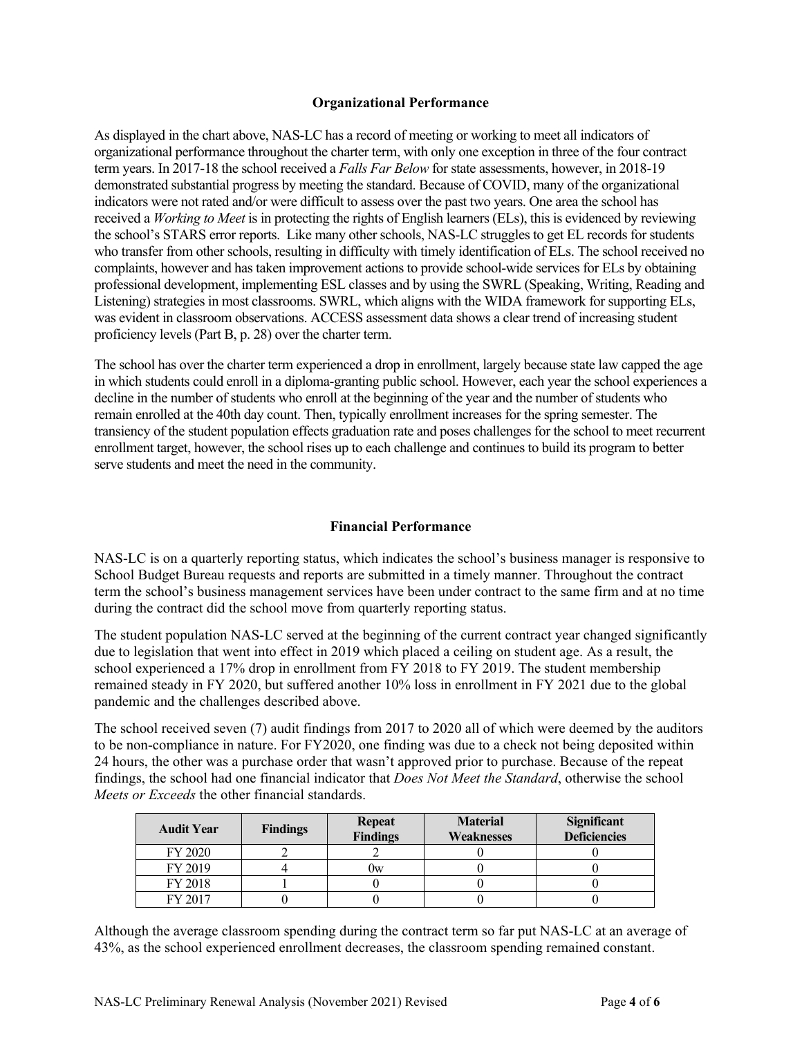## Organizational Performance

As displayed in the chart above, NAS-LC has a record of meeting or working to meet all indicators of organizational performance throughout the charter term, with only one exception in three of the four contract term years. In 2017-18 the school received a *Falls Far Below* for state assessments, however, in 2018-19 demonstrated substantial progress by meeting the standard. Because of COVID, many of the organizational indicators were not rated and/or were difficult to assess over the past two years. One area the school has received a *Working to Meet* is in protecting the rights of English learners (ELs), this is evidenced by reviewing the school's STARS error reports. Like many other schools, NAS-LC struggles to get EL records for students who transfer from other schools, resulting in difficulty with timely identification of ELs. The school received no complaints, however and has taken improvement actions to provide school-wide services for ELs by obtaining professional development, implementing ESL classes and by using the SWRL (Speaking, Writing, Reading and Listening) strategies in most classrooms. SWRL, which aligns with the WIDA framework for supporting ELs, was evident in classroom observations. ACCESS assessment data shows a clear trend of increasing student proficiency levels (Part B, p. 28) over the charter term.

The school has over the charter term experienced a drop in enrollment, largely because state law capped the age in which students could enroll in a diploma-granting public school. However, each year the school experiences a decline in the number of students who enroll at the beginning of the year and the number of students who remain enrolled at the 40th day count. Then, typically enrollment increases for the spring semester. The transiency of the student population effects graduation rate and poses challenges for the school to meet recurrent enrollment target, however, the school rises up to each challenge and continues to build its program to better serve students and meet the need in the community.

## Financial Performance

NAS-LC is on a quarterly reporting status, which indicates the school's business manager is responsive to School Budget Bureau requests and reports are submitted in a timely manner. Throughout the contract term the school's business management services have been under contract to the same firm and at no time during the contract did the school move from quarterly reporting status.

The student population NAS-LC served at the beginning of the current contract year changed significantly due to legislation that went into effect in 2019 which placed a ceiling on student age. As a result, the school experienced a 17% drop in enrollment from FY 2018 to FY 2019. The student membership remained steady in FY 2020, but suffered another 10% loss in enrollment in FY 2021 due to the global pandemic and the challenges described above.

The school received seven (7) audit findings from 2017 to 2020 all of which were deemed by the auditors to be non-compliance in nature. For FY2020, one finding was due to a check not being deposited within 24 hours, the other was a purchase order that wasn't approved prior to purchase. Because of the repeat findings, the school had one financial indicator that *Does Not Meet the Standard*, otherwise the school *Meets or Exceeds* the other financial standards.

| Audit Year | Findings | Repeat Findings | Material Weaknesses | Significant Deficiencies |
|---|---|---|---|---|
| FY 2020 | 2 | 2 | 0 | 0 |
| FY 2019 | 4 | 0w | 0 | 0 |
| FY 2018 | 1 | 0 | 0 | 0 |
| FY 2017 | 0 | 0 | 0 | 0 |

Although the average classroom spending during the contract term so far put NAS-LC at an average of 43%, as the school experienced enrollment decreases, the classroom spending remained constant.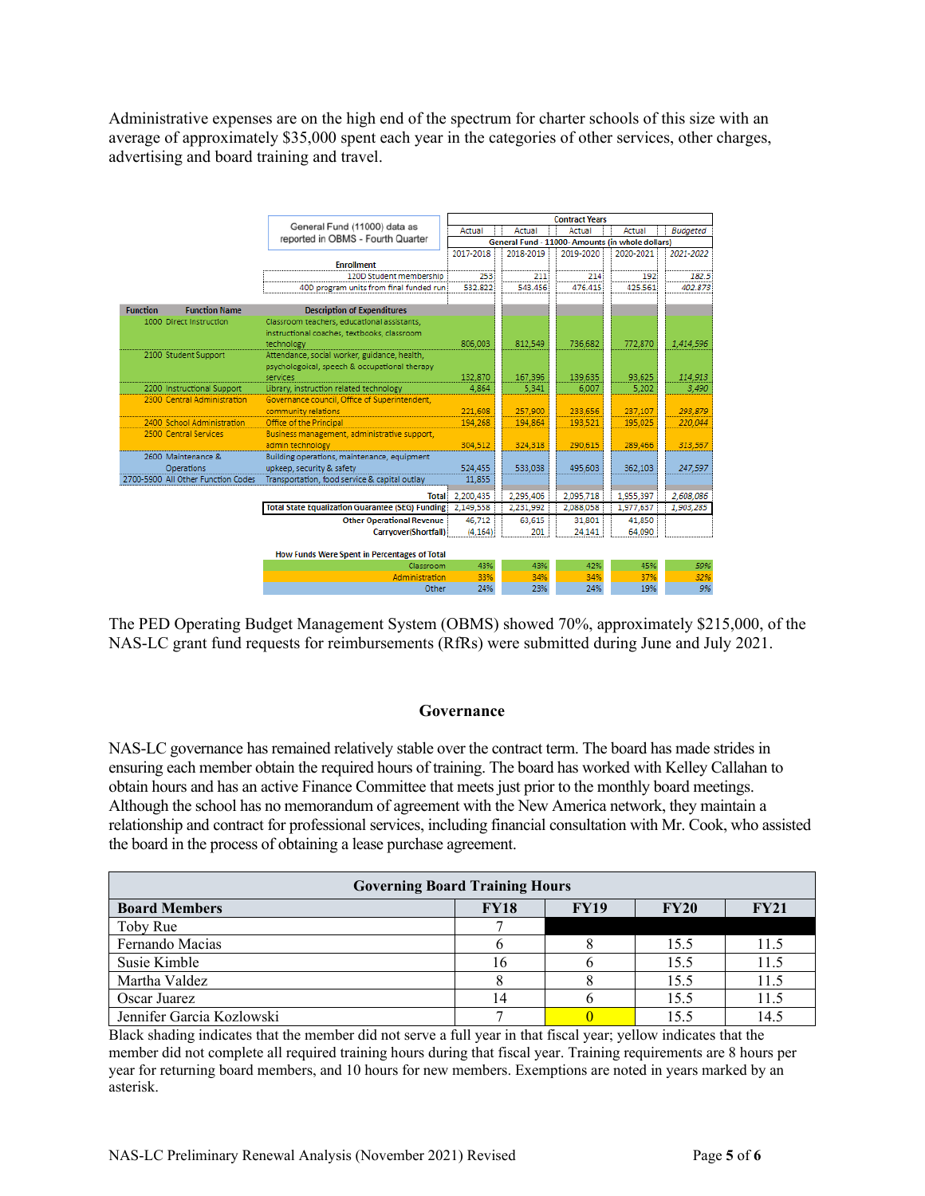Administrative expenses are on the high end of the spectrum for charter schools of this size with an average of approximately $35,000 spent each year in the categories of other services, other charges, advertising and board training and travel.

| General Fund (11000) data as reported in OBMS - Fourth Quarter | | Contract Years | | | | |
|---|---|---|---|---|---|---|
| | | Actual | Actual | Actual | Actual | *Budgeted* |
| | | General Fund - 11000- Amounts (in whole dollars) | | | | |
| | | 2017-2018 | 2018-2019 | 2019-2020 | 2020-2021 | *2021-2022* |
| **Enrollment** | | | | | | |
| | 120D Student membership | 253 | 211 | 214 | 192 | *182.5* |
| | 40D program units from final funded run | 532.822 | 543.456 | 476.415 | 425.561 | *402.873* |
| **Function / Function Name** | **Description of Expenditures** | | | | | |
| 1000 Direct Instruction | Classroom teachers, educational assistants, instructional coaches, textbooks, classroom technology | 806,003 | 812,549 | 736,682 | 772,870 | *1,414,596* |
| 2100 Student Support | Attendance, social worker, guidance, health, psychologoical, speech & occupational therapy services | 132,870 | 167,396 | 139,635 | 93,625 | *114,913* |
| 2200 Instructional Support | Library, instruction related technology | 4,864 | 5,341 | 6,007 | 5,202 | *3,490* |
| 2300 Central Administration | Governance council, Office of Superintendent, community relations | 221,608 | 257,900 | 233,656 | 237,107 | *293,879* |
| 2400 School Administration | Office of the Principal | 194,268 | 194,864 | 193,521 | 195,025 | *220,044* |
| 2500 Central Services | Business management, administrative support, admin technology | 304,512 | 324,318 | 290,615 | 289,466 | *313,567* |
| 2600 Maintenance & Operations | Building operations, maintenance, equipment upkeep, security & safety | 524,455 | 533,038 | 495,603 | 362,103 | *247,597* |
| 2700-5900 All Other Function Codes | Transportation, food service & capital outlay | 11,855 | | | | |
| | **Total** | 2,200,435 | 2,295,406 | 2,095,718 | 1,955,397 | *2,608,086* |
| | **Total State Equalization Guarantee (SEG) Funding** | 2,149,558 | 2,231,992 | 2,088,058 | 1,977,637 | *1,903,285* |
| | **Other Operational Revenue** | 46,712 | 63,615 | 31,801 | 41,850 | |
| | **Carryover(Shortfall)** | (4,164) | 201 | 24,141 | 64,090 | |
| **How Funds Were Spent in Percentages of Total** | | | | | | |
| | Classroom | 43% | 43% | 42% | 45% | *59%* |
| | Administration | 33% | 34% | 34% | 37% | *32%* |
| | Other | 24% | 23% | 24% | 19% | *9%* |

The PED Operating Budget Management System (OBMS) showed 70%, approximately $215,000, of the NAS-LC grant fund requests for reimbursements (RfRs) were submitted during June and July 2021.

## Governance

NAS-LC governance has remained relatively stable over the contract term. The board has made strides in ensuring each member obtain the required hours of training. The board has worked with Kelley Callahan to obtain hours and has an active Finance Committee that meets just prior to the monthly board meetings. Although the school has no memorandum of agreement with the New America network, they maintain a relationship and contract for professional services, including financial consultation with Mr. Cook, who assisted the board in the process of obtaining a lease purchase agreement.

| Governing Board Training Hours | | | | |
|---|---|---|---|---|
| **Board Members** | **FY18** | **FY19** | **FY20** | **FY21** |
| Toby Rue | 7 | | | |
| Fernando Macias | 6 | 8 | 15.5 | 11.5 |
| Susie Kimble | 16 | 6 | 15.5 | 11.5 |
| Martha Valdez | 8 | 8 | 15.5 | 11.5 |
| Oscar Juarez | 14 | 6 | 15.5 | 11.5 |
| Jennifer Garcia Kozlowski | 7 | 0 | 15.5 | 14.5 |

Black shading indicates that the member did not serve a full year in that fiscal year; yellow indicates that the member did not complete all required training hours during that fiscal year. Training requirements are 8 hours per year for returning board members, and 10 hours for new members. Exemptions are noted in years marked by an asterisk.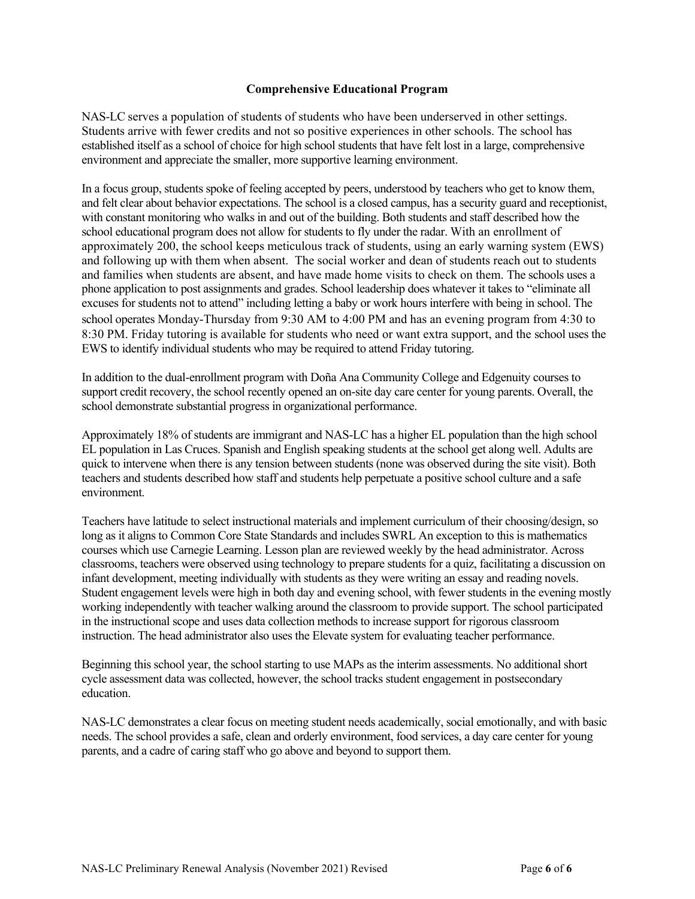**Comprehensive Educational Program**

NAS-LC serves a population of students of students who have been underserved in other settings. Students arrive with fewer credits and not so positive experiences in other schools. The school has established itself as a school of choice for high school students that have felt lost in a large, comprehensive environment and appreciate the smaller, more supportive learning environment.

In a focus group, students spoke of feeling accepted by peers, understood by teachers who get to know them, and felt clear about behavior expectations. The school is a closed campus, has a security guard and receptionist, with constant monitoring who walks in and out of the building. Both students and staff described how the school educational program does not allow for students to fly under the radar. With an enrollment of approximately 200, the school keeps meticulous track of students, using an early warning system (EWS) and following up with them when absent. The social worker and dean of students reach out to students and families when students are absent, and have made home visits to check on them. The schools uses a phone application to post assignments and grades. School leadership does whatever it takes to "eliminate all excuses for students not to attend" including letting a baby or work hours interfere with being in school. The school operates Monday-Thursday from 9:30 AM to 4:00 PM and has an evening program from 4:30 to 8:30 PM. Friday tutoring is available for students who need or want extra support, and the school uses the EWS to identify individual students who may be required to attend Friday tutoring.

In addition to the dual-enrollment program with Doña Ana Community College and Edgenuity courses to support credit recovery, the school recently opened an on-site day care center for young parents. Overall, the school demonstrate substantial progress in organizational performance.

Approximately 18% of students are immigrant and NAS-LC has a higher EL population than the high school EL population in Las Cruces. Spanish and English speaking students at the school get along well. Adults are quick to intervene when there is any tension between students (none was observed during the site visit). Both teachers and students described how staff and students help perpetuate a positive school culture and a safe environment.

Teachers have latitude to select instructional materials and implement curriculum of their choosing/design, so long as it aligns to Common Core State Standards and includes SWRL An exception to this is mathematics courses which use Carnegie Learning. Lesson plan are reviewed weekly by the head administrator. Across classrooms, teachers were observed using technology to prepare students for a quiz, facilitating a discussion on infant development, meeting individually with students as they were writing an essay and reading novels. Student engagement levels were high in both day and evening school, with fewer students in the evening mostly working independently with teacher walking around the classroom to provide support. The school participated in the instructional scope and uses data collection methods to increase support for rigorous classroom instruction. The head administrator also uses the Elevate system for evaluating teacher performance.

Beginning this school year, the school starting to use MAPs as the interim assessments. No additional short cycle assessment data was collected, however, the school tracks student engagement in postsecondary education.

NAS-LC demonstrates a clear focus on meeting student needs academically, social emotionally, and with basic needs. The school provides a safe, clean and orderly environment, food services, a day care center for young parents, and a cadre of caring staff who go above and beyond to support them.